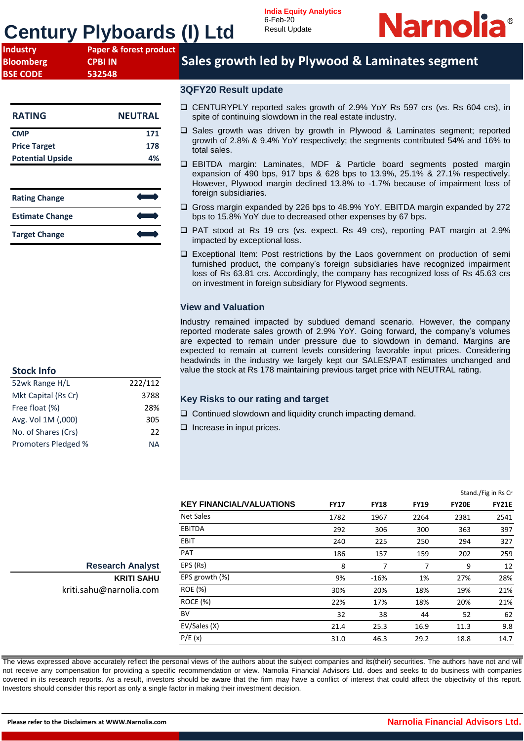# Century Plyboards (I) Ltd

India Equity Analytics
6-Feb-20
Result Update

| Industry | Paper & forest product |
|---|---|
| Bloomberg | CPBI IN |
| BSE CODE | 532548 |

## Sales growth led by Plywood & Laminates segment

| RATING | NEUTRAL |
|---|---|
| CMP | 171 |
| Price Target | 178 |
| Potential Upside | 4% |

| Rating Change | ⟷ |
|---|---|
| Estimate Change | ⟷ |
| Target Change | ⟷ |

### Stock Info

| 52wk Range H/L | 222/112 |
|---|---|
| Mkt Capital (Rs Cr) | 3788 |
| Free float (%) | 28% |
| Avg. Vol 1M (,000) | 305 |
| No. of Shares (Crs) | 22 |
| Promoters Pledged % | NA |

### 3QFY20 Result update

- CENTURYPLY reported sales growth of 2.9% YoY Rs 597 crs (vs. Rs 604 crs), in spite of continuing slowdown in the real estate industry.
- Sales growth was driven by growth in Plywood & Laminates segment; reported growth of 2.8% & 9.4% YoY respectively; the segments contributed 54% and 16% to total sales.
- EBITDA margin: Laminates, MDF & Particle board segments posted margin expansion of 490 bps, 917 bps & 628 bps to 13.9%, 25.1% & 27.1% respectively. However, Plywood margin declined 13.8% to -1.7% because of impairment loss of foreign subsidiaries.
- Gross margin expanded by 226 bps to 48.9% YoY. EBITDA margin expanded by 272 bps to 15.8% YoY due to decreased other expenses by 67 bps.
- PAT stood at Rs 19 crs (vs. expect. Rs 49 crs), reporting PAT margin at 2.9% impacted by exceptional loss.
- Exceptional Item: Post restrictions by the Laos government on production of semi furnished product, the company's foreign subsidiaries have recognized impairment loss of Rs 63.81 crs. Accordingly, the company has recognized loss of Rs 45.63 crs on investment in foreign subsidiary for Plywood segments.

### View and Valuation

Industry remained impacted by subdued demand scenario. However, the company reported moderate sales growth of 2.9% YoY. Going forward, the company's volumes are expected to remain under pressure due to slowdown in demand. Margins are expected to remain at current levels considering favorable input prices. Considering headwinds in the industry we largely kept our SALES/PAT estimates unchanged and value the stock at Rs 178 maintaining previous target price with NEUTRAL rating.

### Key Risks to our rating and target

- Continued slowdown and liquidity crunch impacting demand.
- Increase in input prices.

Stand./Fig in Rs Cr

| KEY FINANCIAL/VALUATIONS | FY17 | FY18 | FY19 | FY20E | FY21E |
|---|---|---|---|---|---|
| Net Sales | 1782 | 1967 | 2264 | 2381 | 2541 |
| EBITDA | 292 | 306 | 300 | 363 | 397 |
| EBIT | 240 | 225 | 250 | 294 | 327 |
| PAT | 186 | 157 | 159 | 202 | 259 |
| EPS (Rs) | 8 | 7 | 7 | 9 | 12 |
| EPS growth (%) | 9% | -16% | 1% | 27% | 28% |
| ROE (%) | 30% | 20% | 18% | 19% | 21% |
| ROCE (%) | 22% | 17% | 18% | 20% | 21% |
| BV | 32 | 38 | 44 | 52 | 62 |
| EV/Sales (X) | 21.4 | 25.3 | 16.9 | 11.3 | 9.8 |
| P/E (x) | 31.0 | 46.3 | 29.2 | 18.8 | 14.7 |

**Research Analyst**
**KRITI SAHU**
kriti.sahu@narnolia.com

The views expressed above accurately reflect the personal views of the authors about the subject companies and its(their) securities. The authors have not and will not receive any compensation for providing a specific recommendation or view. Narnolia Financial Advisors Ltd. does and seeks to do business with companies covered in its research reports. As a result, investors should be aware that the firm may have a conflict of interest that could affect the objectivity of this report. Investors should consider this report as only a single factor in making their investment decision.

**Please refer to the Disclaimers at WWW.Narnolia.com**

Narnolia Financial Advisors Ltd.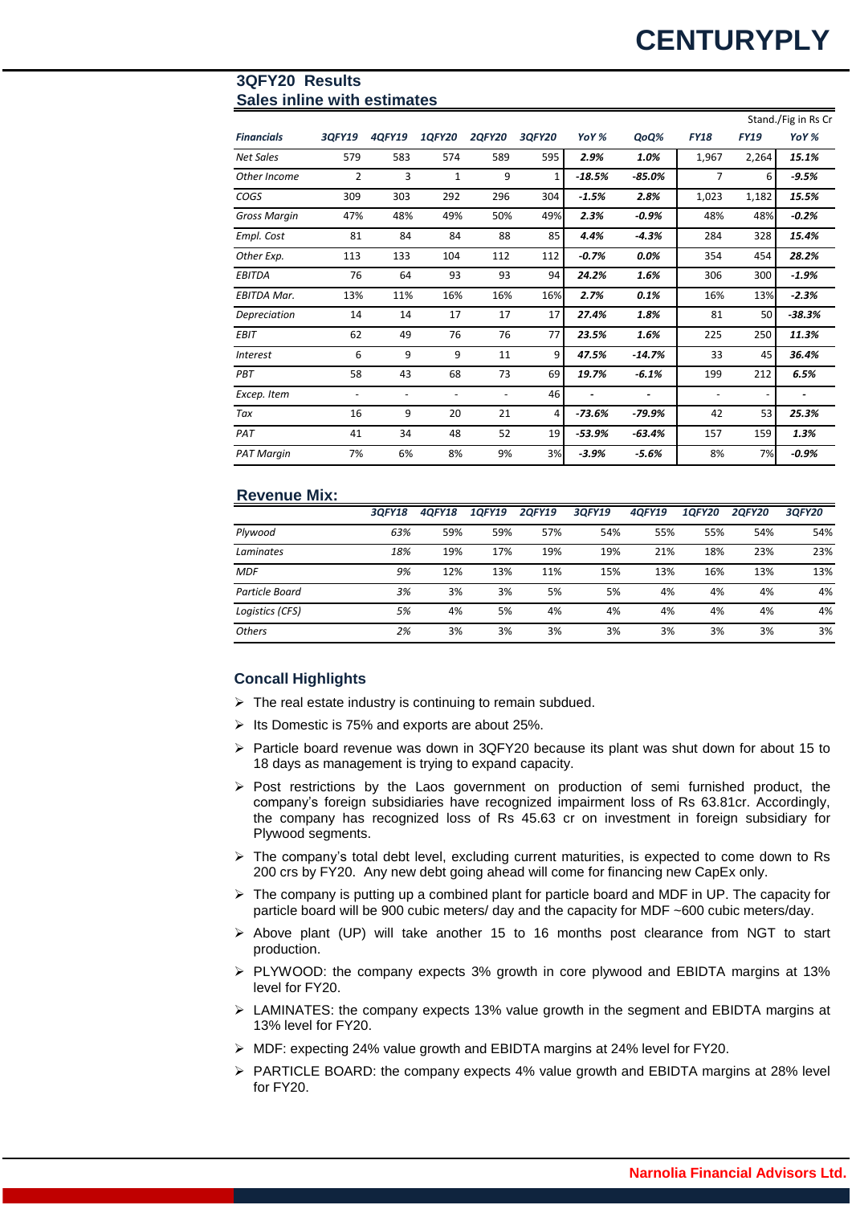## 3QFY20 Results
### Sales inline with estimates

Stand./Fig in Rs Cr

| Financials | 3QFY19 | 4QFY19 | 1QFY20 | 2QFY20 | 3QFY20 | YoY % | QoQ% | FY18 | FY19 | YoY % |
|---|---|---|---|---|---|---|---|---|---|---|
| Net Sales | 579 | 583 | 574 | 589 | 595 | 2.9% | 1.0% | 1,967 | 2,264 | 15.1% |
| Other Income | 2 | 3 | 1 | 9 | 1 | -18.5% | -85.0% | 7 | 6 | -9.5% |
| COGS | 309 | 303 | 292 | 296 | 304 | -1.5% | 2.8% | 1,023 | 1,182 | 15.5% |
| Gross Margin | 47% | 48% | 49% | 50% | 49% | 2.3% | -0.9% | 48% | 48% | -0.2% |
| Empl. Cost | 81 | 84 | 84 | 88 | 85 | 4.4% | -4.3% | 284 | 328 | 15.4% |
| Other Exp. | 113 | 133 | 104 | 112 | 112 | -0.7% | 0.0% | 354 | 454 | 28.2% |
| EBITDA | 76 | 64 | 93 | 93 | 94 | 24.2% | 1.6% | 306 | 300 | -1.9% |
| EBITDA Mar. | 13% | 11% | 16% | 16% | 16% | 2.7% | 0.1% | 16% | 13% | -2.3% |
| Depreciation | 14 | 14 | 17 | 17 | 17 | 27.4% | 1.8% | 81 | 50 | -38.3% |
| EBIT | 62 | 49 | 76 | 76 | 77 | 23.5% | 1.6% | 225 | 250 | 11.3% |
| Interest | 6 | 9 | 9 | 11 | 9 | 47.5% | -14.7% | 33 | 45 | 36.4% |
| PBT | 58 | 43 | 68 | 73 | 69 | 19.7% | -6.1% | 199 | 212 | 6.5% |
| Excep. Item | - | - | - | - | 46 | - | - | - | - | - |
| Tax | 16 | 9 | 20 | 21 | 4 | -73.6% | -79.9% | 42 | 53 | 25.3% |
| PAT | 41 | 34 | 48 | 52 | 19 | -53.9% | -63.4% | 157 | 159 | 1.3% |
| PAT Margin | 7% | 6% | 8% | 9% | 3% | -3.9% | -5.6% | 8% | 7% | -0.9% |

## Revenue Mix:

| | 3QFY18 | 4QFY18 | 1QFY19 | 2QFY19 | 3QFY19 | 4QFY19 | 1QFY20 | 2QFY20 | 3QFY20 |
|---|---|---|---|---|---|---|---|---|---|
| Plywood | 63% | 59% | 59% | 57% | 54% | 55% | 55% | 54% | 54% |
| Laminates | 18% | 19% | 17% | 19% | 19% | 21% | 18% | 23% | 23% |
| MDF | 9% | 12% | 13% | 11% | 15% | 13% | 16% | 13% | 13% |
| Particle Board | 3% | 3% | 3% | 5% | 5% | 4% | 4% | 4% | 4% |
| Logistics (CFS) | 5% | 4% | 5% | 4% | 4% | 4% | 4% | 4% | 4% |
| Others | 2% | 3% | 3% | 3% | 3% | 3% | 3% | 3% | 3% |

## Concall Highlights

- The real estate industry is continuing to remain subdued.
- Its Domestic is 75% and exports are about 25%.
- Particle board revenue was down in 3QFY20 because its plant was shut down for about 15 to 18 days as management is trying to expand capacity.
- Post restrictions by the Laos government on production of semi furnished product, the company's foreign subsidiaries have recognized impairment loss of Rs 63.81cr. Accordingly, the company has recognized loss of Rs 45.63 cr on investment in foreign subsidiary for Plywood segments.
- The company's total debt level, excluding current maturities, is expected to come down to Rs 200 crs by FY20. Any new debt going ahead will come for financing new CapEx only.
- The company is putting up a combined plant for particle board and MDF in UP. The capacity for particle board will be 900 cubic meters/ day and the capacity for MDF ~600 cubic meters/day.
- Above plant (UP) will take another 15 to 16 months post clearance from NGT to start production.
- PLYWOOD: the company expects 3% growth in core plywood and EBIDTA margins at 13% level for FY20.
- LAMINATES: the company expects 13% value growth in the segment and EBIDTA margins at 13% level for FY20.
- MDF: expecting 24% value growth and EBIDTA margins at 24% level for FY20.
- PARTICLE BOARD: the company expects 4% value growth and EBIDTA margins at 28% level for FY20.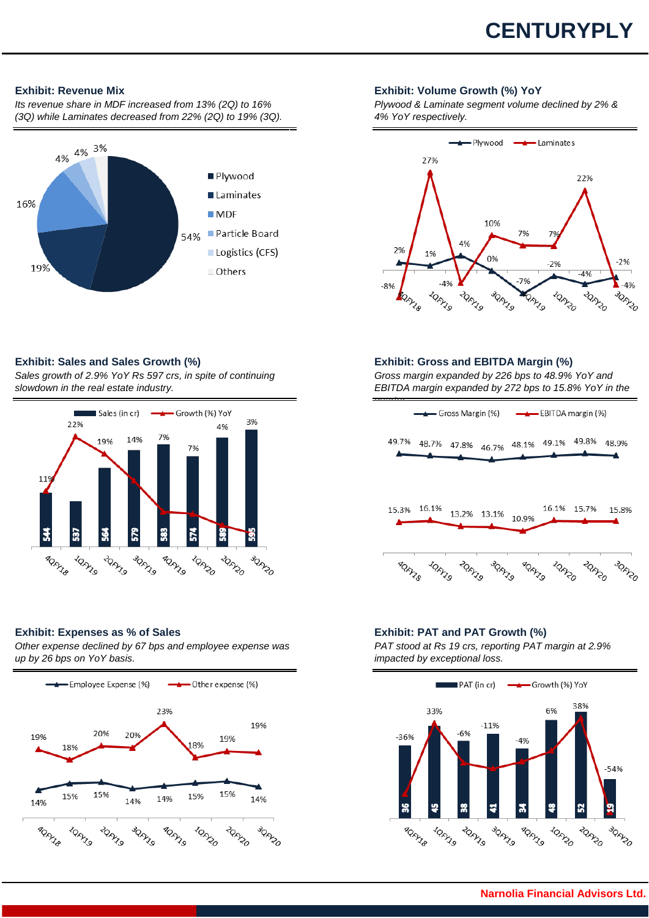## Exhibit: Revenue Mix

*Its revenue share in MDF increased from 13% (2Q) to 16% (3Q) while Laminates decreased from 22% (2Q) to 19% (3Q).*

| Segment | Share |
|---|---|
| Plywood | 54% |
| Laminates | 19% |
| MDF | 16% |
| Particle Board | 4% |
| Logistics (CFS) | 4% |
| Others | 3% |

## Exhibit: Volume Growth (%) YoY

*Plywood & Laminate segment volume declined by 2% & 4% YoY respectively.*

| | 4QFY18 | 1QFY19 | 2QFY19 | 3QFY19 | 4QFY19 | 1QFY20 | 2QFY20 | 3QFY20 |
|---|---|---|---|---|---|---|---|---|
| Plywood | 2% | 1% | 4% | 0% | -7% | -2% | -4% | -2% |
| Laminates | -8% | 27% | -4% | 10% | 7% | 7% | 22% | -4% |

## Exhibit: Sales and Sales Growth (%)

*Sales growth of 2.9% YoY Rs 597 crs, in spite of continuing slowdown in the real estate industry.*

| | 4QFY18 | 1QFY19 | 2QFY19 | 3QFY19 | 4QFY19 | 1QFY20 | 2QFY20 | 3QFY20 |
|---|---|---|---|---|---|---|---|---|
| Sales (in cr) | 544 | 537 | 564 | 579 | 583 | 574 | 589 | 595 |
| Growth (%) YoY | 11% | 22% | 19% | 14% | 7% | 7% | 4% | 3% |

## Exhibit: Gross and EBITDA Margin (%)

*Gross margin expanded by 226 bps to 48.9% YoY and EBITDA margin expanded by 272 bps to 15.8% YoY in the quarter.*

| | 4QFY18 | 1QFY19 | 2QFY19 | 3QFY19 | 4QFY19 | 1QFY20 | 2QFY20 | 3QFY20 |
|---|---|---|---|---|---|---|---|---|
| Gross Margin (%) | 49.7% | 48.7% | 47.8% | 46.7% | 48.1% | 49.1% | 49.8% | 48.9% |
| EBITDA margin (%) | 15.3% | 16.1% | 13.2% | 13.1% | 10.9% | 16.1% | 15.7% | 15.8% |

## Exhibit: Expenses as % of Sales

*Other expense declined by 67 bps and employee expense was up by 26 bps on YoY basis.*

| | 4QFY18 | 1QFY19 | 2QFY19 | 3QFY19 | 4QFY19 | 1QFY20 | 2QFY20 | 3QFY20 |
|---|---|---|---|---|---|---|---|---|
| Employee Expense (%) | 14% | 15% | 15% | 14% | 14% | 15% | 15% | 14% |
| Other expense (%) | 19% | 18% | 20% | 20% | 23% | 18% | 19% | 19% |

## Exhibit: PAT and PAT Growth (%)

*PAT stood at Rs 19 crs, reporting PAT margin at 2.9% impacted by exceptional loss.*

| | 4QFY18 | 1QFY19 | 2QFY19 | 3QFY19 | 4QFY19 | 1QFY20 | 2QFY20 | 3QFY20 |
|---|---|---|---|---|---|---|---|---|
| PAT (in cr) | 36 | 45 | 38 | 41 | 34 | 48 | 52 | 19 |
| Growth (%) YoY | -36% | 33% | -6% | -11% | -4% | 6% | 38% | -54% |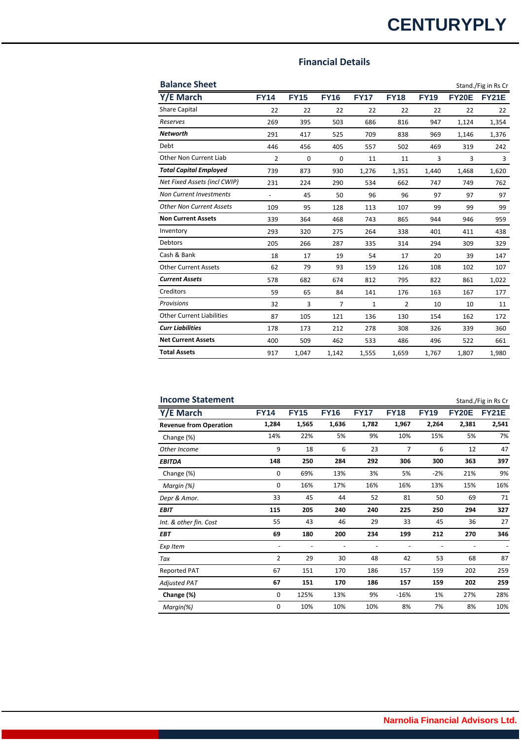## Financial Details

**Balance Sheet** — Stand./Fig in Rs Cr

| Y/E March | FY14 | FY15 | FY16 | FY17 | FY18 | FY19 | FY20E | FY21E |
|---|---|---|---|---|---|---|---|---|
| Share Capital | 22 | 22 | 22 | 22 | 22 | 22 | 22 | 22 |
| *Reserves* | 269 | 395 | 503 | 686 | 816 | 947 | 1,124 | 1,354 |
| ***Networth*** | 291 | 417 | 525 | 709 | 838 | 969 | 1,146 | 1,376 |
| Debt | 446 | 456 | 405 | 557 | 502 | 469 | 319 | 242 |
| Other Non Current Liab | 2 | 0 | 0 | 11 | 11 | 3 | 3 | 3 |
| ***Total Capital Employed*** | 739 | 873 | 930 | 1,276 | 1,351 | 1,440 | 1,468 | 1,620 |
| *Net Fixed Assets (incl CWIP)* | 231 | 224 | 290 | 534 | 662 | 747 | 749 | 762 |
| *Non Current Investments* | - | 45 | 50 | 96 | 96 | 97 | 97 | 97 |
| *Other Non Current Assets* | 109 | 95 | 128 | 113 | 107 | 99 | 99 | 99 |
| **Non Current Assets** | 339 | 364 | 468 | 743 | 865 | 944 | 946 | 959 |
| Inventory | 293 | 320 | 275 | 264 | 338 | 401 | 411 | 438 |
| Debtors | 205 | 266 | 287 | 335 | 314 | 294 | 309 | 329 |
| Cash & Bank | 18 | 17 | 19 | 54 | 17 | 20 | 39 | 147 |
| Other Current Assets | 62 | 79 | 93 | 159 | 126 | 108 | 102 | 107 |
| ***Current Assets*** | 578 | 682 | 674 | 812 | 795 | 822 | 861 | 1,022 |
| Creditors | 59 | 65 | 84 | 141 | 176 | 163 | 167 | 177 |
| *Provisions* | 32 | 3 | 7 | 1 | 2 | 10 | 10 | 11 |
| Other Current Liabilities | 87 | 105 | 121 | 136 | 130 | 154 | 162 | 172 |
| ***Curr Liabilities*** | 178 | 173 | 212 | 278 | 308 | 326 | 339 | 360 |
| **Net Current Assets** | 400 | 509 | 462 | 533 | 486 | 496 | 522 | 661 |
| **Total Assets** | 917 | 1,047 | 1,142 | 1,555 | 1,659 | 1,767 | 1,807 | 1,980 |

**Income Statement** — Stand./Fig in Rs Cr

| Y/E March | FY14 | FY15 | FY16 | FY17 | FY18 | FY19 | FY20E | FY21E |
|---|---|---|---|---|---|---|---|---|
| **Revenue from Operation** | **1,284** | **1,565** | **1,636** | **1,782** | **1,967** | **2,264** | **2,381** | **2,541** |
| Change (%) | 14% | 22% | 5% | 9% | 10% | 15% | 5% | 7% |
| *Other Income* | 9 | 18 | 6 | 23 | 7 | 6 | 12 | 47 |
| ***EBITDA*** | **148** | **250** | **284** | **292** | **306** | **300** | **363** | **397** |
| Change (%) | 0 | 69% | 13% | 3% | 5% | -2% | 21% | 9% |
| *Margin (%)* | 0 | 16% | 17% | 16% | 16% | 13% | 15% | 16% |
| *Depr & Amor.* | 33 | 45 | 44 | 52 | 81 | 50 | 69 | 71 |
| ***EBIT*** | **115** | **205** | **240** | **240** | **225** | **250** | **294** | **327** |
| *Int. & other fin. Cost* | 55 | 43 | 46 | 29 | 33 | 45 | 36 | 27 |
| ***EBT*** | **69** | **180** | **200** | **234** | **199** | **212** | **270** | **346** |
| *Exp Item* | - | - | - | - | - | - | - | - |
| *Tax* | 2 | 29 | 30 | 48 | 42 | 53 | 68 | 87 |
| Reported PAT | 67 | 151 | 170 | 186 | 157 | 159 | 202 | 259 |
| *Adjusted PAT* | **67** | **151** | **170** | **186** | **157** | **159** | **202** | **259** |
| **Change (%)** | 0 | 125% | 13% | 9% | -16% | 1% | 27% | 28% |
| *Margin(%)* | 0 | 10% | 10% | 10% | 8% | 7% | 8% | 10% |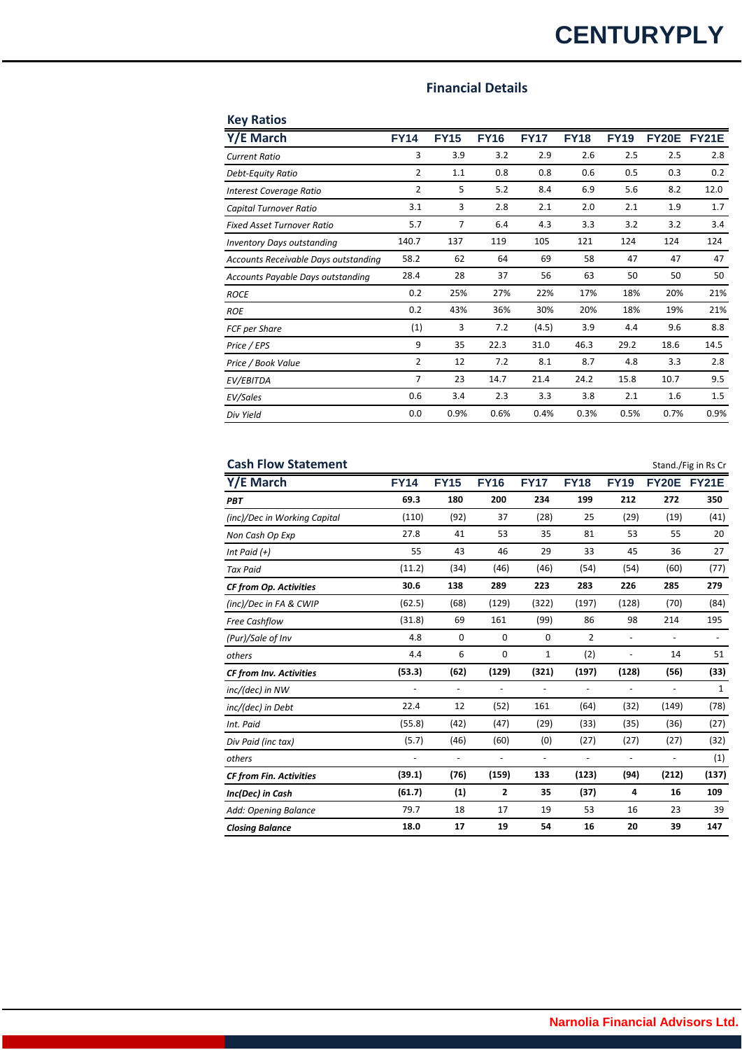## Financial Details

### Key Ratios

| Y/E March | FY14 | FY15 | FY16 | FY17 | FY18 | FY19 | FY20E | FY21E |
|---|---|---|---|---|---|---|---|---|
| *Current Ratio* | 3 | 3.9 | 3.2 | 2.9 | 2.6 | 2.5 | 2.5 | 2.8 |
| *Debt-Equity Ratio* | 2 | 1.1 | 0.8 | 0.8 | 0.6 | 0.5 | 0.3 | 0.2 |
| *Interest Coverage Ratio* | 2 | 5 | 5.2 | 8.4 | 6.9 | 5.6 | 8.2 | 12.0 |
| *Capital Turnover Ratio* | 3.1 | 3 | 2.8 | 2.1 | 2.0 | 2.1 | 1.9 | 1.7 |
| *Fixed Asset Turnover Ratio* | 5.7 | 7 | 6.4 | 4.3 | 3.3 | 3.2 | 3.2 | 3.4 |
| *Inventory Days outstanding* | 140.7 | 137 | 119 | 105 | 121 | 124 | 124 | 124 |
| *Accounts Receivable Days outstanding* | 58.2 | 62 | 64 | 69 | 58 | 47 | 47 | 47 |
| *Accounts Payable Days outstanding* | 28.4 | 28 | 37 | 56 | 63 | 50 | 50 | 50 |
| *ROCE* | 0.2 | 25% | 27% | 22% | 17% | 18% | 20% | 21% |
| *ROE* | 0.2 | 43% | 36% | 30% | 20% | 18% | 19% | 21% |
| *FCF per Share* | (1) | 3 | 7.2 | (4.5) | 3.9 | 4.4 | 9.6 | 8.8 |
| *Price / EPS* | 9 | 35 | 22.3 | 31.0 | 46.3 | 29.2 | 18.6 | 14.5 |
| *Price / Book Value* | 2 | 12 | 7.2 | 8.1 | 8.7 | 4.8 | 3.3 | 2.8 |
| *EV/EBITDA* | 7 | 23 | 14.7 | 21.4 | 24.2 | 15.8 | 10.7 | 9.5 |
| *EV/Sales* | 0.6 | 3.4 | 2.3 | 3.3 | 3.8 | 2.1 | 1.6 | 1.5 |
| *Div Yield* | 0.0 | 0.9% | 0.6% | 0.4% | 0.3% | 0.5% | 0.7% | 0.9% |

### Cash Flow Statement

Stand./Fig in Rs Cr

| Y/E March | FY14 | FY15 | FY16 | FY17 | FY18 | FY19 | FY20E | FY21E |
|---|---|---|---|---|---|---|---|---|
| ***PBT*** | **69.3** | **180** | **200** | **234** | **199** | **212** | **272** | **350** |
| *(inc)/Dec in Working Capital* | (110) | (92) | 37 | (28) | 25 | (29) | (19) | (41) |
| *Non Cash Op Exp* | 27.8 | 41 | 53 | 35 | 81 | 53 | 55 | 20 |
| *Int Paid (+)* | 55 | 43 | 46 | 29 | 33 | 45 | 36 | 27 |
| *Tax Paid* | (11.2) | (34) | (46) | (46) | (54) | (54) | (60) | (77) |
| ***CF from Op. Activities*** | **30.6** | **138** | **289** | **223** | **283** | **226** | **285** | **279** |
| *(inc)/Dec in FA & CWIP* | (62.5) | (68) | (129) | (322) | (197) | (128) | (70) | (84) |
| *Free Cashflow* | (31.8) | 69 | 161 | (99) | 86 | 98 | 214 | 195 |
| *(Pur)/Sale of Inv* | 4.8 | 0 | 0 | 0 | 2 | - | - | - |
| *others* | 4.4 | 6 | 0 | 1 | (2) | - | 14 | 51 |
| ***CF from Inv. Activities*** | **(53.3)** | **(62)** | **(129)** | **(321)** | **(197)** | **(128)** | **(56)** | **(33)** |
| *inc/(dec) in NW* | - | - | - | - | - | - | - | 1 |
| *inc/(dec) in Debt* | 22.4 | 12 | (52) | 161 | (64) | (32) | (149) | (78) |
| *Int. Paid* | (55.8) | (42) | (47) | (29) | (33) | (35) | (36) | (27) |
| *Div Paid (inc tax)* | (5.7) | (46) | (60) | (0) | (27) | (27) | (27) | (32) |
| *others* | - | - | - | - | - | - | - | (1) |
| ***CF from Fin. Activities*** | **(39.1)** | **(76)** | **(159)** | **133** | **(123)** | **(94)** | **(212)** | **(137)** |
| ***Inc(Dec) in Cash*** | **(61.7)** | **(1)** | **2** | **35** | **(37)** | **4** | **16** | **109** |
| *Add: Opening Balance* | 79.7 | 18 | 17 | 19 | 53 | 16 | 23 | 39 |
| ***Closing Balance*** | **18.0** | **17** | **19** | **54** | **16** | **20** | **39** | **147** |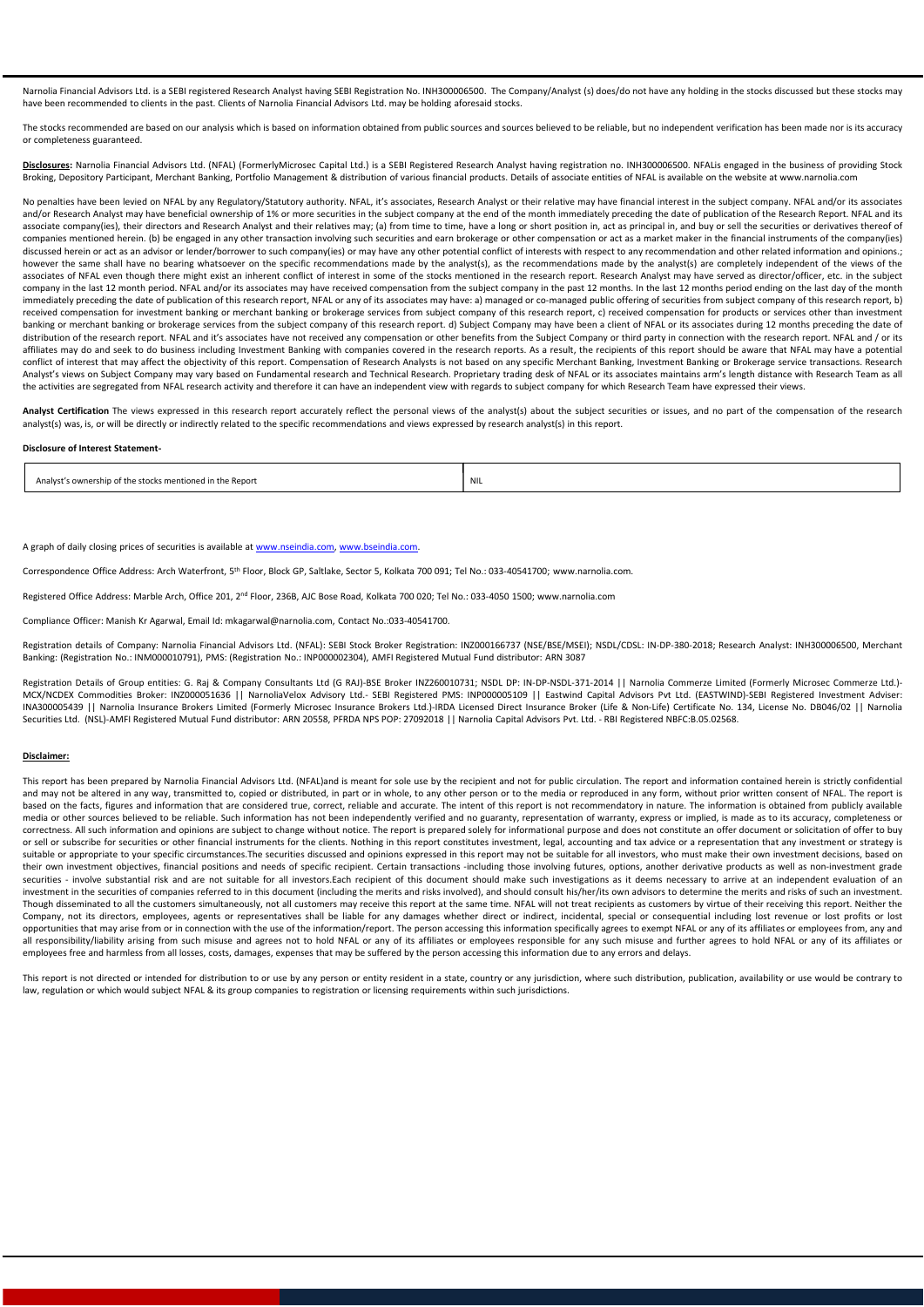Narnolia Financial Advisors Ltd. is a SEBI registered Research Analyst having SEBI Registration No. INH300006500. The Company/Analyst (s) does/do not have any holding in the stocks discussed but these stocks may have been recommended to clients in the past. Clients of Narnolia Financial Advisors Ltd. may be holding aforesaid stocks.

The stocks recommended are based on our analysis which is based on information obtained from public sources and sources believed to be reliable, but no independent verification has been made nor is its accuracy or completeness guaranteed.

**Disclosures:** Narnolia Financial Advisors Ltd. (NFAL) (FormerlyMicrosec Capital Ltd.) is a SEBI Registered Research Analyst having registration no. INH300006500. NFALis engaged in the business of providing Stock Broking, Depository Participant, Merchant Banking, Portfolio Management & distribution of various financial products. Details of associate entities of NFAL is available on the website at www.narnolia.com

No penalties have been levied on NFAL by any Regulatory/Statutory authority. NFAL, it's associates, Research Analyst or their relative may have financial interest in the subject company. NFAL and/or its associates and/or Research Analyst may have beneficial ownership of 1% or more securities in the subject company at the end of the month immediately preceding the date of publication of the Research Report. NFAL and its associate company(ies), their directors and Research Analyst and their relatives may; (a) from time to time, have a long or short position in, act as principal in, and buy or sell the securities or derivatives thereof of companies mentioned herein. (b) be engaged in any other transaction involving such securities and earn brokerage or other compensation or act as a market maker in the financial instruments of the company(ies) discussed herein or act as an advisor or lender/borrower to such company(ies) or may have any other potential conflict of interests with respect to any recommendation and other related information and opinions.; however the same shall have no bearing whatsoever on the specific recommendations made by the analyst(s), as the recommendations made by the analyst(s) are completely independent of the views of the associates of NFAL even though there might exist an inherent conflict of interest in some of the stocks mentioned in the research report. Research Analyst may have served as director/officer, etc. in the subject company in the last 12 month period. NFAL and/or its associates may have received compensation from the subject company in the past 12 months. In the last 12 months period ending on the last day of the month immediately preceding the date of publication of this research report, NFAL or any of its associates may have: a) managed or co-managed public offering of securities from subject company of this research report, b) received compensation for investment banking or merchant banking or brokerage services from subject company of this research report, c) received compensation for products or services other than investment banking or merchant banking or brokerage services from the subject company of this research report. d) Subject Company may have been a client of NFAL or its associates during 12 months preceding the date of distribution of the research report. NFAL and it's associates have not received any compensation or other benefits from the Subject Company or third party in connection with the research report. NFAL and / or its affiliates may do and seek to do business including Investment Banking with companies covered in the research reports. As a result, the recipients of this report should be aware that NFAL may have a potential conflict of interest that may affect the objectivity of this report. Compensation of Research Analysts is not based on any specific Merchant Banking, Investment Banking or Brokerage service transactions. Research Analyst's views on Subject Company may vary based on Fundamental research and Technical Research. Proprietary trading desk of NFAL or its associates maintains arm's length distance with Research Team as all the activities are segregated from NFAL research activity and therefore it can have an independent view with regards to subject company for which Research Team have expressed their views.

**Analyst Certification** The views expressed in this research report accurately reflect the personal views of the analyst(s) about the subject securities or issues, and no part of the compensation of the research analyst(s) was, is, or will be directly or indirectly related to the specific recommendations and views expressed by research analyst(s) in this report.

**Disclosure of Interest Statement-**

| | |
|---|---|
| Analyst's ownership of the stocks mentioned in the Report | NIL |

A graph of daily closing prices of securities is available at www.nseindia.com, www.bseindia.com.

Correspondence Office Address: Arch Waterfront, 5th Floor, Block GP, Saltlake, Sector 5, Kolkata 700 091; Tel No.: 033-40541700; www.narnolia.com.

Registered Office Address: Marble Arch, Office 201, 2nd Floor, 236B, AJC Bose Road, Kolkata 700 020; Tel No.: 033-4050 1500; www.narnolia.com

Compliance Officer: Manish Kr Agarwal, Email Id: mkagarwal@narnolia.com, Contact No.:033-40541700.

Registration details of Company: Narnolia Financial Advisors Ltd. (NFAL): SEBI Stock Broker Registration: INZ000166737 (NSE/BSE/MSEI); NSDL/CDSL: IN-DP-380-2018; Research Analyst: INH300006500, Merchant Banking: (Registration No.: INM000010791), PMS: (Registration No.: INP000002304), AMFI Registered Mutual Fund distributor: ARN 3087

Registration Details of Group entities: G. Raj & Company Consultants Ltd (G RAJ)-BSE Broker INZ260010731; NSDL DP: IN-DP-NSDL-371-2014 || Narnolia Commerze Limited (Formerly Microsec Commerze Ltd.)- MCX/NCDEX Commodities Broker: INZ000051636 || NarnoliaVelox Advisory Ltd.- SEBI Registered PMS: INP000005109 || Eastwind Capital Advisors Pvt Ltd. (EASTWIND)-SEBI Registered Investment Adviser: INA300005439 || Narnolia Insurance Brokers Limited (Formerly Microsec Insurance Brokers Ltd.)-IRDA Licensed Direct Insurance Broker (Life & Non-Life) Certificate No. 134, License No. DB046/02 || Narnolia Securities Ltd. (NSL)-AMFI Registered Mutual Fund distributor: ARN 20558, PFRDA NPS POP: 27092018 || Narnolia Capital Advisors Pvt. Ltd. - RBI Registered NBFC:B.05.02568.

**Disclaimer:**

This report has been prepared by Narnolia Financial Advisors Ltd. (NFAL)and is meant for sole use by the recipient and not for public circulation. The report and information contained herein is strictly confidential and may not be altered in any way, transmitted to, copied or distributed, in part or in whole, to any other person or to the media or reproduced in any form, without prior written consent of NFAL. The report is based on the facts, figures and information that are considered true, correct, reliable and accurate. The intent of this report is not recommendatory in nature. The information is obtained from publicly available media or other sources believed to be reliable. Such information has not been independently verified and no guaranty, representation of warranty, express or implied, is made as to its accuracy, completeness or correctness. All such information and opinions are subject to change without notice. The report is prepared solely for informational purpose and does not constitute an offer document or solicitation of offer to buy or sell or subscribe for securities or other financial instruments for the clients. Nothing in this report constitutes investment, legal, accounting and tax advice or a representation that any investment or strategy is suitable or appropriate to your specific circumstances.The securities discussed and opinions expressed in this report may not be suitable for all investors, who must make their own investment decisions, based on their own investment objectives, financial positions and needs of specific recipient. Certain transactions -including those involving futures, options, another derivative products as well as non-investment grade securities - involve substantial risk and are not suitable for all investors.Each recipient of this document should make such investigations as it deems necessary to arrive at an independent evaluation of an investment in the securities of companies referred to in this document (including the merits and risks involved), and should consult his/her/its own advisors to determine the merits and risks of such an investment. Though disseminated to all the customers simultaneously, not all customers may receive this report at the same time. NFAL will not treat recipients as customers by virtue of their receiving this report. Neither the Company, not its directors, employees, agents or representatives shall be liable for any damages whether direct or indirect, incidental, special or consequential including lost revenue or lost profits or lost opportunities that may arise from or in connection with the use of the information/report. The person accessing this information specifically agrees to exempt NFAL or any of its affiliates or employees from, any and all responsibility/liability arising from such misuse and agrees not to hold NFAL or any of its affiliates or employees responsible for any such misuse and further agrees to hold NFAL or any of its affiliates or employees free and harmless from all losses, costs, damages, expenses that may be suffered by the person accessing this information due to any errors and delays.

This report is not directed or intended for distribution to or use by any person or entity resident in a state, country or any jurisdiction, where such distribution, publication, availability or use would be contrary to law, regulation or which would subject NFAL & its group companies to registration or licensing requirements within such jurisdictions.